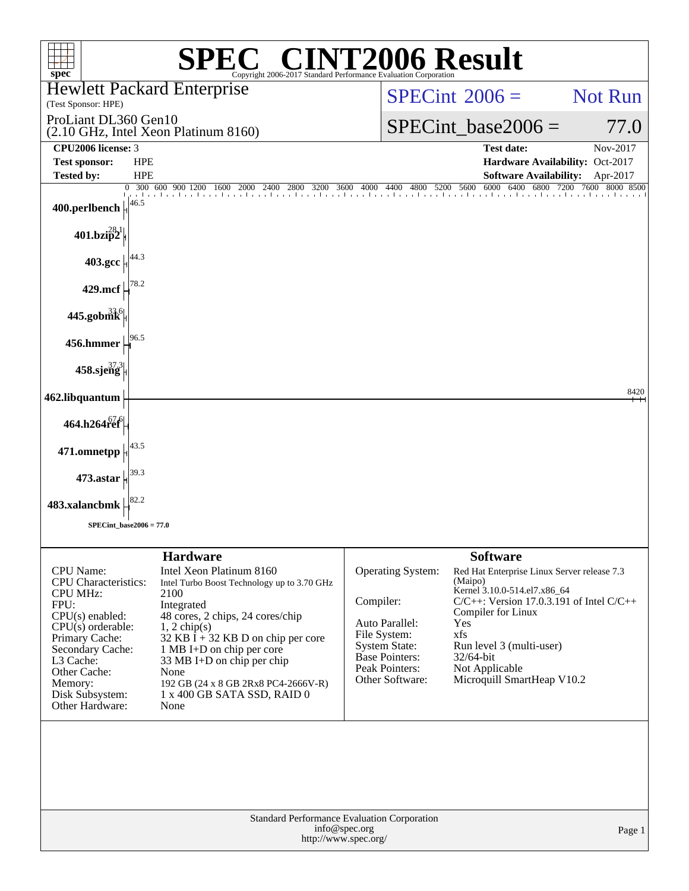# SPEC® CINT2006 Result

Copyright 2006-2017 Standard Performance Evaluation Corporation

**Hewlett Packard Enterprise**
(Test Sponsor: HPE)

ProLiant DL360 Gen10
(2.10 GHz, Intel Xeon Platinum 8160)

SPECint 2006 = Not Run

SPECint_base2006 = 77.0

| | | | |
|---|---|---|---|
| **CPU2006 license:** | 3 | **Test date:** | Nov-2017 |
| **Test sponsor:** | HPE | **Hardware Availability:** | Oct-2017 |
| **Tested by:** | HPE | **Software Availability:** | Apr-2017 |

| Benchmark | Base Ratio |
|---|---|
| 400.perlbench | 46.5 |
| 401.bzip2 | 28.1 |
| 403.gcc | 44.3 |
| 429.mcf | 78.2 |
| 445.gobmk | 33.6 |
| 456.hmmer | 96.5 |
| 458.sjeng | 37.3 |
| 462.libquantum | 8420 |
| 464.h264ref | 67.6 |
| 471.omnetpp | 43.5 |
| 473.astar | 39.3 |
| 483.xalancbmk | 82.2 |

SPECint_base2006 = 77.0

## Hardware

| | |
|---|---|
| CPU Name: | Intel Xeon Platinum 8160 |
| CPU Characteristics: | Intel Turbo Boost Technology up to 3.70 GHz |
| CPU MHz: | 2100 |
| FPU: | Integrated |
| CPU(s) enabled: | 48 cores, 2 chips, 24 cores/chip |
| CPU(s) orderable: | 1, 2 chip(s) |
| Primary Cache: | 32 KB I + 32 KB D on chip per core |
| Secondary Cache: | 1 MB I+D on chip per core |
| L3 Cache: | 33 MB I+D on chip per chip |
| Other Cache: | None |
| Memory: | 192 GB (24 x 8 GB 2Rx8 PC4-2666V-R) |
| Disk Subsystem: | 1 x 400 GB SATA SSD, RAID 0 |
| Other Hardware: | None |

## Software

| | |
|---|---|
| Operating System: | Red Hat Enterprise Linux Server release 7.3 (Maipo) Kernel 3.10.0-514.el7.x86_64 |
| Compiler: | C/C++: Version 17.0.3.191 of Intel C/C++ Compiler for Linux |
| Auto Parallel: | Yes |
| File System: | xfs |
| System State: | Run level 3 (multi-user) |
| Base Pointers: | 32/64-bit |
| Peak Pointers: | Not Applicable |
| Other Software: | Microquill SmartHeap V10.2 |

Standard Performance Evaluation Corporation
info@spec.org
http://www.spec.org/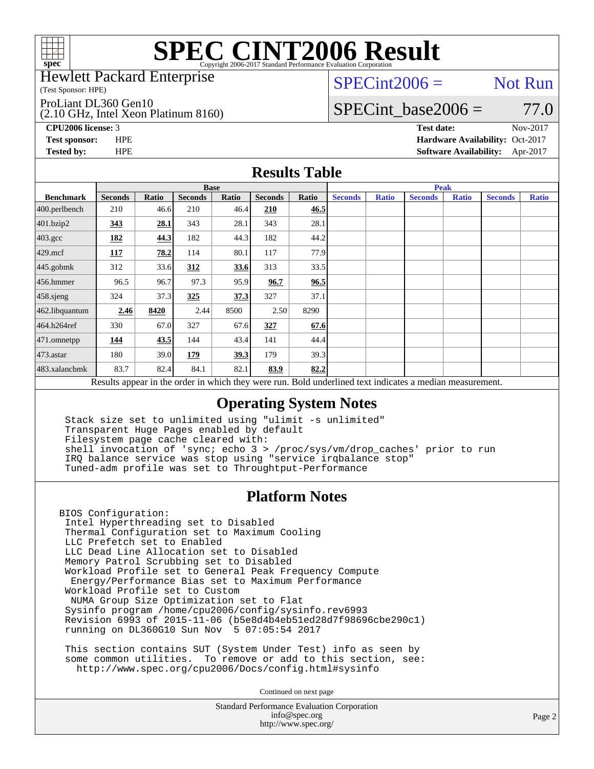# SPEC CINT2006 Result

Copyright 2006-2017 Standard Performance Evaluation Corporation

Hewlett Packard Enterprise
(Test Sponsor: HPE)

ProLiant DL360 Gen10
(2.10 GHz, Intel Xeon Platinum 8160)

SPECint2006 = Not Run

SPECint_base2006 = 77.0

**CPU2006 license:** 3
**Test sponsor:** HPE
**Tested by:** HPE

**Test date:** Nov-2017
**Hardware Availability:** Oct-2017
**Software Availability:** Apr-2017

## Results Table

| Benchmark | Base | | | | | | Peak | | | | | |
|---|---|---|---|---|---|---|---|---|---|---|---|---|
| | Seconds | Ratio | Seconds | Ratio | Seconds | Ratio | Seconds | Ratio | Seconds | Ratio | Seconds | Ratio |
| 400.perlbench | 210 | 46.6 | 210 | 46.4 | **210** | **46.5** | | | | | | |
| 401.bzip2 | **343** | **28.1** | 343 | 28.1 | 343 | 28.1 | | | | | | |
| 403.gcc | **182** | **44.3** | 182 | 44.3 | 182 | 44.2 | | | | | | |
| 429.mcf | **117** | **78.2** | 114 | 80.1 | 117 | 77.9 | | | | | | |
| 445.gobmk | 312 | 33.6 | **312** | **33.6** | 313 | 33.5 | | | | | | |
| 456.hmmer | 96.5 | 96.7 | 97.3 | 95.9 | **96.7** | **96.5** | | | | | | |
| 458.sjeng | 324 | 37.3 | **325** | **37.3** | 327 | 37.1 | | | | | | |
| 462.libquantum | **2.46** | **8420** | 2.44 | 8500 | 2.50 | 8290 | | | | | | |
| 464.h264ref | 330 | 67.0 | 327 | 67.6 | **327** | **67.6** | | | | | | |
| 471.omnetpp | **144** | **43.5** | 144 | 43.4 | 141 | 44.4 | | | | | | |
| 473.astar | 180 | 39.0 | **179** | **39.3** | 179 | 39.3 | | | | | | |
| 483.xalancbmk | 83.7 | 82.4 | 84.1 | 82.1 | **83.9** | **82.2** | | | | | | |

Results appear in the order in which they were run. Bold underlined text indicates a median measurement.

## Operating System Notes

```
Stack size set to unlimited using "ulimit -s unlimited"
Transparent Huge Pages enabled by default
Filesystem page cache cleared with:
shell invocation of 'sync; echo 3 > /proc/sys/vm/drop_caches' prior to run
IRQ balance service was stop using "service irqbalance stop"
Tuned-adm profile was set to Throughtput-Performance
```

## Platform Notes

```
BIOS Configuration:
 Intel Hyperthreading set to Disabled
 Thermal Configuration set to Maximum Cooling
 LLC Prefetch set to Enabled
 LLC Dead Line Allocation set to Disabled
 Memory Patrol Scrubbing set to Disabled
 Workload Profile set to General Peak Frequency Compute
  Energy/Performance Bias set to Maximum Performance
 Workload Profile set to Custom
  NUMA Group Size Optimization set to Flat
 Sysinfo program /home/cpu2006/config/sysinfo.rev6993
 Revision 6993 of 2015-11-06 (b5e8d4b4eb51ed28d7f98696cbe290c1)
 running on DL360G10 Sun Nov  5 07:05:54 2017

 This section contains SUT (System Under Test) info as seen by
 some common utilities.  To remove or add to this section, see:
   http://www.spec.org/cpu2006/Docs/config.html#sysinfo
```

Continued on next page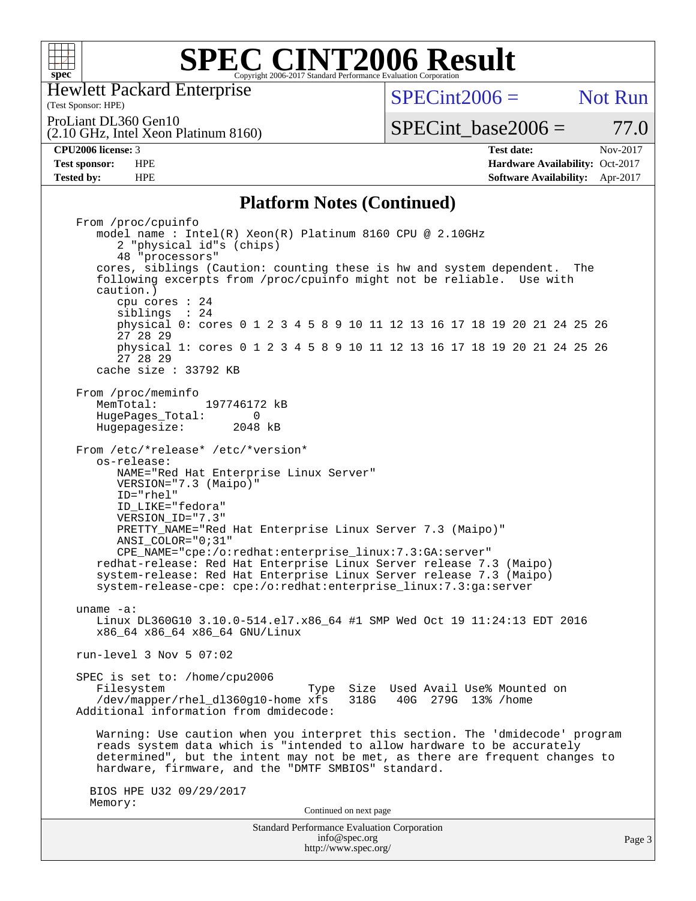# SPEC CINT2006 Result

Copyright 2006-2017 Standard Performance Evaluation Corporation

Hewlett Packard Enterprise
(Test Sponsor: HPE)

ProLiant DL360 Gen10
(2.10 GHz, Intel Xeon Platinum 8160)

SPECint2006 = Not Run

SPECint_base2006 = 77.0

| | | | |
|---|---|---|---|
| **CPU2006 license:** 3 | | **Test date:** | Nov-2017 |
| **Test sponsor:** | HPE | **Hardware Availability:** | Oct-2017 |
| **Tested by:** | HPE | **Software Availability:** | Apr-2017 |

## Platform Notes (Continued)

```
From /proc/cpuinfo
   model name : Intel(R) Xeon(R) Platinum 8160 CPU @ 2.10GHz
      2 "physical id"s (chips)
      48 "processors"
   cores, siblings (Caution: counting these is hw and system dependent.  The
   following excerpts from /proc/cpuinfo might not be reliable.  Use with
   caution.)
      cpu cores : 24
      siblings  : 24
      physical 0: cores 0 1 2 3 4 5 8 9 10 11 12 13 16 17 18 19 20 21 24 25 26
      27 28 29
      physical 1: cores 0 1 2 3 4 5 8 9 10 11 12 13 16 17 18 19 20 21 24 25 26
      27 28 29
   cache size : 33792 KB

From /proc/meminfo
   MemTotal:       197746172 kB
   HugePages_Total:       0
   Hugepagesize:       2048 kB

From /etc/*release* /etc/*version*
   os-release:
      NAME="Red Hat Enterprise Linux Server"
      VERSION="7.3 (Maipo)"
      ID="rhel"
      ID_LIKE="fedora"
      VERSION_ID="7.3"
      PRETTY_NAME="Red Hat Enterprise Linux Server 7.3 (Maipo)"
      ANSI_COLOR="0;31"
      CPE_NAME="cpe:/o:redhat:enterprise_linux:7.3:GA:server"
   redhat-release: Red Hat Enterprise Linux Server release 7.3 (Maipo)
   system-release: Red Hat Enterprise Linux Server release 7.3 (Maipo)
   system-release-cpe: cpe:/o:redhat:enterprise_linux:7.3:ga:server

uname -a:
   Linux DL360G10 3.10.0-514.el7.x86_64 #1 SMP Wed Oct 19 11:24:13 EDT 2016
   x86_64 x86_64 x86_64 GNU/Linux

run-level 3 Nov 5 07:02

SPEC is set to: /home/cpu2006
   Filesystem                       Type  Size  Used Avail Use% Mounted on
   /dev/mapper/rhel_dl360g10-home xfs   318G   40G  279G  13% /home
Additional information from dmidecode:

   Warning: Use caution when you interpret this section. The 'dmidecode' program
   reads system data which is "intended to allow hardware to be accurately
   determined", but the intent may not be met, as there are frequent changes to
   hardware, firmware, and the "DMTF SMBIOS" standard.

  BIOS HPE U32 09/29/2017
  Memory:
```

Continued on next page

Standard Performance Evaluation Corporation
info@spec.org
http://www.spec.org/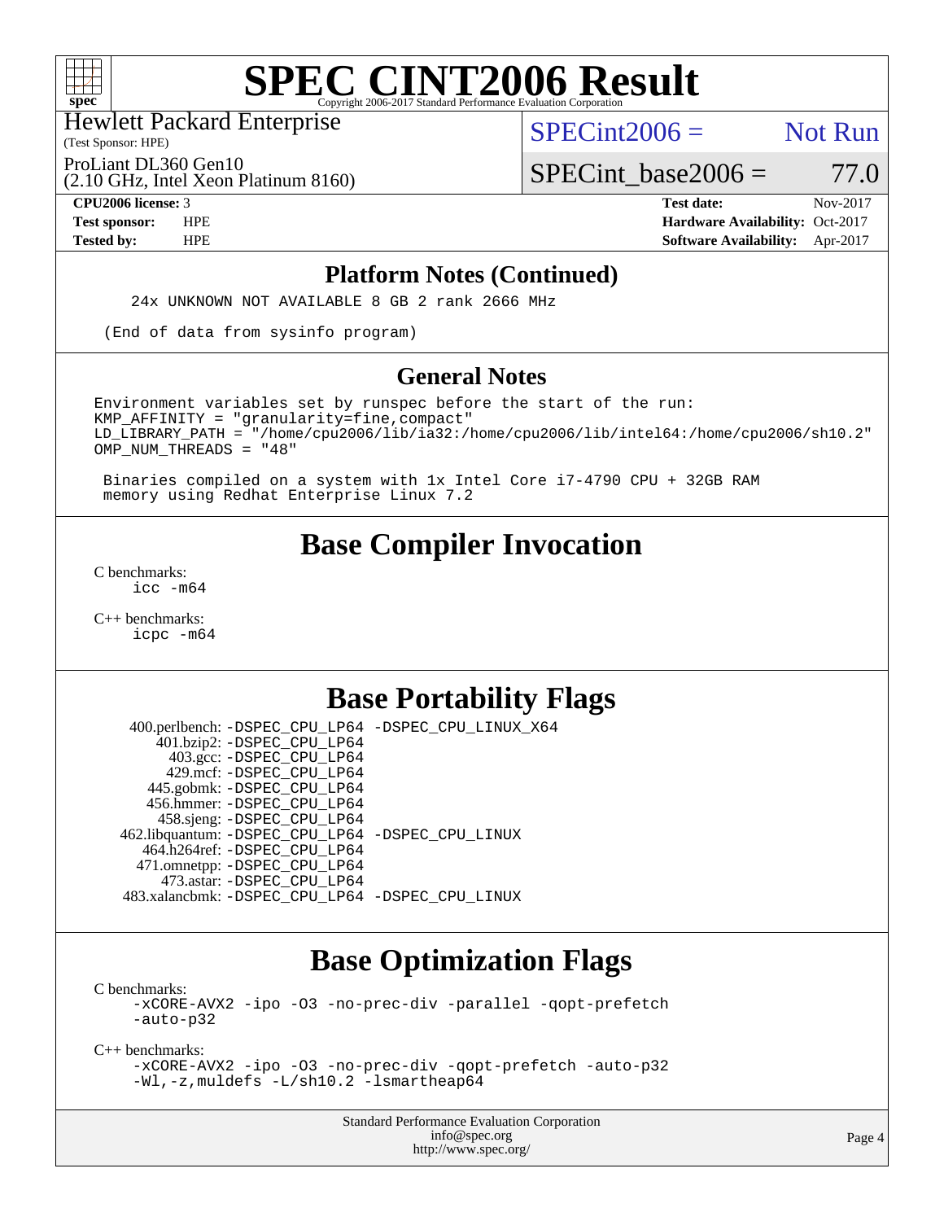# SPEC CINT2006 Result

Copyright 2006-2017 Standard Performance Evaluation Corporation

Hewlett Packard Enterprise
(Test Sponsor: HPE)

ProLiant DL360 Gen10
(2.10 GHz, Intel Xeon Platinum 8160)

SPECint2006 = Not Run

SPECint_base2006 = 77.0

| | | | |
|---|---|---|---|
| **CPU2006 license:** 3 | | **Test date:** | Nov-2017 |
| **Test sponsor:** | HPE | **Hardware Availability:** | Oct-2017 |
| **Tested by:** | HPE | **Software Availability:** | Apr-2017 |

## Platform Notes (Continued)

```
24x UNKNOWN NOT AVAILABLE 8 GB 2 rank 2666 MHz

(End of data from sysinfo program)
```

## General Notes

```
Environment variables set by runspec before the start of the run:
KMP_AFFINITY = "granularity=fine,compact"
LD_LIBRARY_PATH = "/home/cpu2006/lib/ia32:/home/cpu2006/lib/intel64:/home/cpu2006/sh10.2"
OMP_NUM_THREADS = "48"

 Binaries compiled on a system with 1x Intel Core i7-4790 CPU + 32GB RAM
 memory using Redhat Enterprise Linux 7.2
```

## Base Compiler Invocation

C benchmarks:
`icc -m64`

C++ benchmarks:
`icpc -m64`

## Base Portability Flags

| | |
|---|---|
| 400.perlbench: | -DSPEC_CPU_LP64 -DSPEC_CPU_LINUX_X64 |
| 401.bzip2: | -DSPEC_CPU_LP64 |
| 403.gcc: | -DSPEC_CPU_LP64 |
| 429.mcf: | -DSPEC_CPU_LP64 |
| 445.gobmk: | -DSPEC_CPU_LP64 |
| 456.hmmer: | -DSPEC_CPU_LP64 |
| 458.sjeng: | -DSPEC_CPU_LP64 |
| 462.libquantum: | -DSPEC_CPU_LP64 -DSPEC_CPU_LINUX |
| 464.h264ref: | -DSPEC_CPU_LP64 |
| 471.omnetpp: | -DSPEC_CPU_LP64 |
| 473.astar: | -DSPEC_CPU_LP64 |
| 483.xalancbmk: | -DSPEC_CPU_LP64 -DSPEC_CPU_LINUX |

## Base Optimization Flags

C benchmarks:
```
-xCORE-AVX2 -ipo -O3 -no-prec-div -parallel -qopt-prefetch
-auto-p32
```

C++ benchmarks:
```
-xCORE-AVX2 -ipo -O3 -no-prec-div -qopt-prefetch -auto-p32
-Wl,-z,muldefs -L/sh10.2 -lsmartheap64
```

Standard Performance Evaluation Corporation
info@spec.org
http://www.spec.org/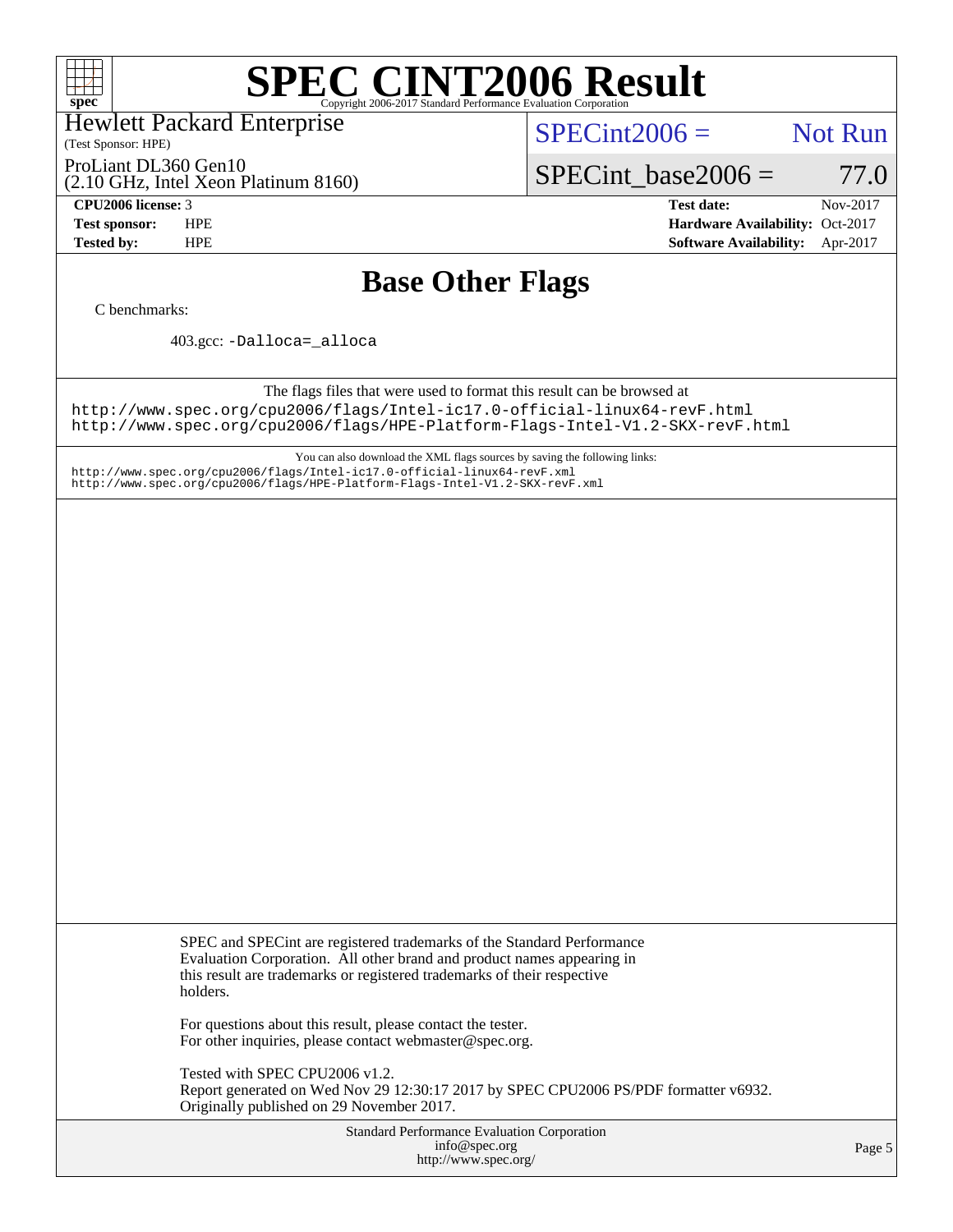# SPEC CINT2006 Result

Copyright 2006-2017 Standard Performance Evaluation Corporation

Hewlett Packard Enterprise
(Test Sponsor: HPE)

ProLiant DL360 Gen10
(2.10 GHz, Intel Xeon Platinum 8160)

SPECint2006 = Not Run

SPECint_base2006 = 77.0

| | | | |
|---|---|---|---|
| **CPU2006 license:** | 3 | **Test date:** | Nov-2017 |
| **Test sponsor:** | HPE | **Hardware Availability:** | Oct-2017 |
| **Tested by:** | HPE | **Software Availability:** | Apr-2017 |

## Base Other Flags

C benchmarks:

403.gcc: -Dalloca=_alloca

The flags files that were used to format this result can be browsed at
http://www.spec.org/cpu2006/flags/Intel-ic17.0-official-linux64-revF.html
http://www.spec.org/cpu2006/flags/HPE-Platform-Flags-Intel-V1.2-SKX-revF.html

You can also download the XML flags sources by saving the following links:
http://www.spec.org/cpu2006/flags/Intel-ic17.0-official-linux64-revF.xml
http://www.spec.org/cpu2006/flags/HPE-Platform-Flags-Intel-V1.2-SKX-revF.xml

SPEC and SPECint are registered trademarks of the Standard Performance Evaluation Corporation. All other brand and product names appearing in this result are trademarks or registered trademarks of their respective holders.

For questions about this result, please contact the tester.
For other inquiries, please contact webmaster@spec.org.

Tested with SPEC CPU2006 v1.2.
Report generated on Wed Nov 29 12:30:17 2017 by SPEC CPU2006 PS/PDF formatter v6932.
Originally published on 29 November 2017.

Standard Performance Evaluation Corporation
info@spec.org
http://www.spec.org/